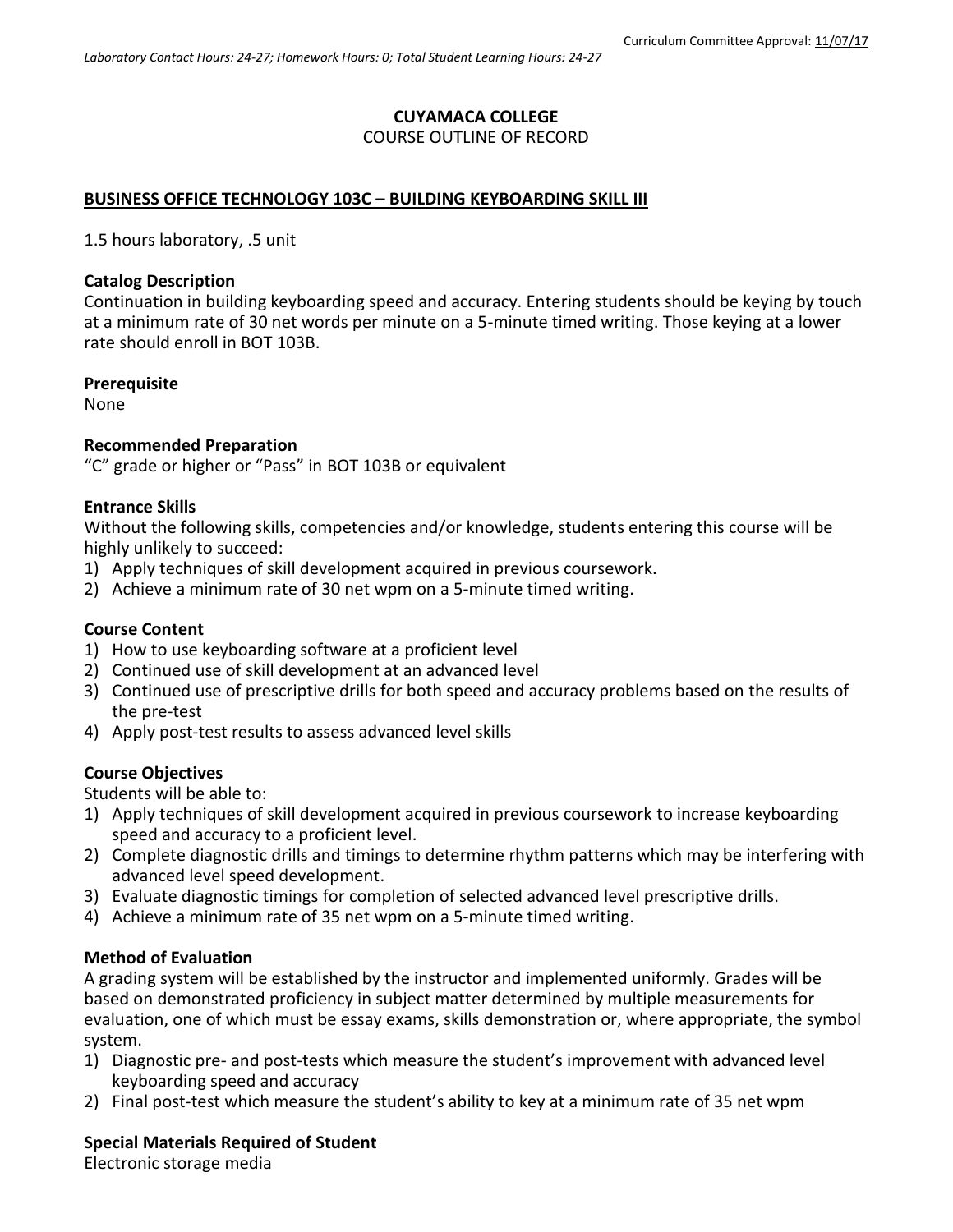Curriculum Committee Approval: 11/07/17

*Laboratory Contact Hours: 24-27; Homework Hours: 0; Total Student Learning Hours: 24-27*

**CUYAMACA COLLEGE**

COURSE OUTLINE OF RECORD

**BUSINESS OFFICE TECHNOLOGY 103C – BUILDING KEYBOARDING SKILL III**

1.5 hours laboratory, .5 unit

**Catalog Description**

Continuation in building keyboarding speed and accuracy. Entering students should be keying by touch at a minimum rate of 30 net words per minute on a 5-minute timed writing. Those keying at a lower rate should enroll in BOT 103B.

**Prerequisite**

None

**Recommended Preparation**

"C" grade or higher or "Pass" in BOT 103B or equivalent

**Entrance Skills**

Without the following skills, competencies and/or knowledge, students entering this course will be highly unlikely to succeed:

1) Apply techniques of skill development acquired in previous coursework.
2) Achieve a minimum rate of 30 net wpm on a 5-minute timed writing.

**Course Content**

1) How to use keyboarding software at a proficient level
2) Continued use of skill development at an advanced level
3) Continued use of prescriptive drills for both speed and accuracy problems based on the results of the pre-test
4) Apply post-test results to assess advanced level skills

**Course Objectives**

Students will be able to:

1) Apply techniques of skill development acquired in previous coursework to increase keyboarding speed and accuracy to a proficient level.
2) Complete diagnostic drills and timings to determine rhythm patterns which may be interfering with advanced level speed development.
3) Evaluate diagnostic timings for completion of selected advanced level prescriptive drills.
4) Achieve a minimum rate of 35 net wpm on a 5-minute timed writing.

**Method of Evaluation**

A grading system will be established by the instructor and implemented uniformly. Grades will be based on demonstrated proficiency in subject matter determined by multiple measurements for evaluation, one of which must be essay exams, skills demonstration or, where appropriate, the symbol system.

1) Diagnostic pre- and post-tests which measure the student's improvement with advanced level keyboarding speed and accuracy
2) Final post-test which measure the student's ability to key at a minimum rate of 35 net wpm

**Special Materials Required of Student**

Electronic storage media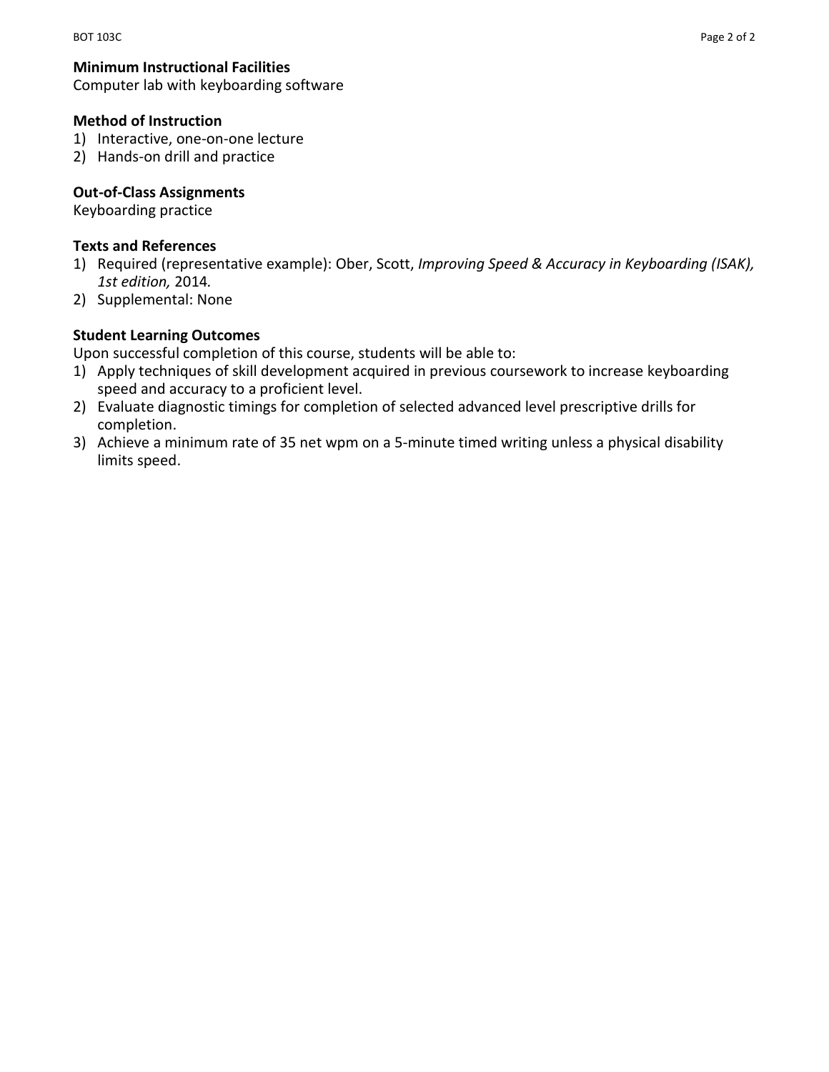**Minimum Instructional Facilities**
Computer lab with keyboarding software

**Method of Instruction**
1) Interactive, one-on-one lecture
2) Hands-on drill and practice

**Out-of-Class Assignments**
Keyboarding practice

**Texts and References**
1) Required (representative example): Ober, Scott, *Improving Speed & Accuracy in Keyboarding (ISAK), 1st edition,* 2014*.*
2) Supplemental: None

**Student Learning Outcomes**
Upon successful completion of this course, students will be able to:
1) Apply techniques of skill development acquired in previous coursework to increase keyboarding speed and accuracy to a proficient level.
2) Evaluate diagnostic timings for completion of selected advanced level prescriptive drills for completion.
3) Achieve a minimum rate of 35 net wpm on a 5-minute timed writing unless a physical disability limits speed.